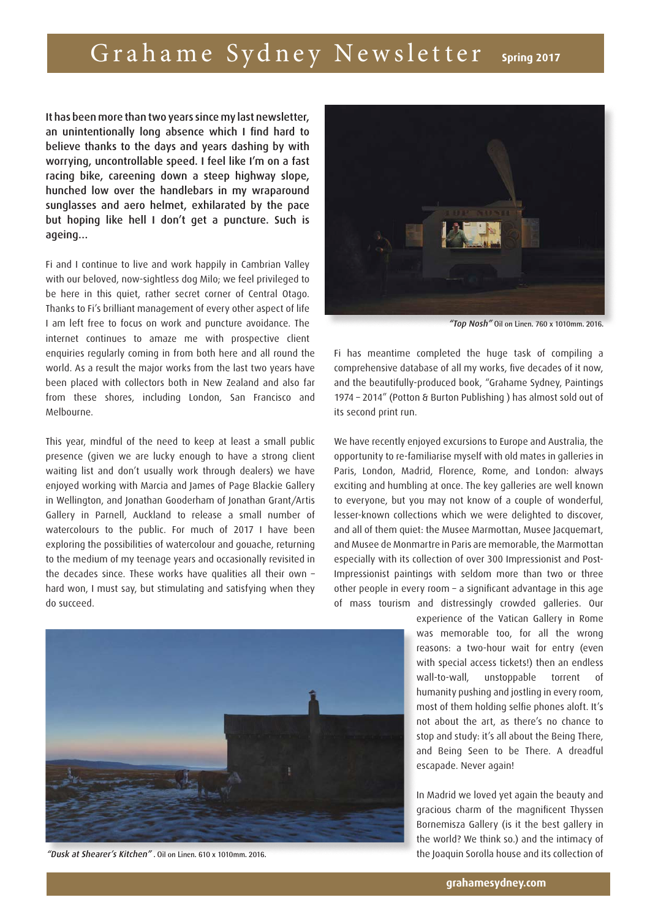# Grahame Sydney Newsletter **Spring 2017**

**It has been more than two years since my last newsletter, an unintentionally long absence which I find hard to believe thanks to the days and years dashing by with worrying, uncontrollable speed. I feel like I'm on a fast racing bike, careening down a steep highway slope, hunched low over the handlebars in my wraparound sunglasses and aero helmet, exhilarated by the pace but hoping like hell I don't get a puncture. Such is ageing...**

Fi and I continue to live and work happily in Cambrian Valley with our beloved, now-sightless dog Milo; we feel privileged to be here in this quiet, rather secret corner of Central Otago. Thanks to Fi's brilliant management of every other aspect of life I am left free to focus on work and puncture avoidance. The internet continues to amaze me with prospective client enquiries regularly coming in from both here and all round the world. As a result the major works from the last two years have been placed with collectors both in New Zealand and also far from these shores, including London, San Francisco and Melbourne.

This year, mindful of the need to keep at least a small public presence (given we are lucky enough to have a strong client waiting list and don't usually work through dealers) we have enjoyed working with Marcia and James of Page Blackie Gallery in Wellington, and Jonathan Gooderham of Jonathan Grant/Artis Gallery in Parnell, Auckland to release a small number of watercolours to the public. For much of 2017 I have been exploring the possibilities of watercolour and gouache, returning to the medium of my teenage years and occasionally revisited in the decades since. These works have qualities all their own – hard won, I must say, but stimulating and satisfying when they do succeed.

*"Dusk at Shearer's Kitchen"*. Oil on Linen. 610 x 1010mm. 2016.

*"Top Nosh"* Oil on Linen. 760 x 1010mm. 2016.

Fi has meantime completed the huge task of compiling a comprehensive database of all my works, five decades of it now, and the beautifully-produced book, "Grahame Sydney, Paintings 1974 – 2014" (Potton & Burton Publishing ) has almost sold out of its second print run.

We have recently enjoyed excursions to Europe and Australia, the opportunity to re-familiarise myself with old mates in galleries in Paris, London, Madrid, Florence, Rome, and London: always exciting and humbling at once. The key galleries are well known to everyone, but you may not know of a couple of wonderful, lesser-known collections which we were delighted to discover, and all of them quiet: the Musee Marmottan, Musee Jacquemart, and Musee de Monmartre in Paris are memorable, the Marmottan especially with its collection of over 300 Impressionist and Post-Impressionist paintings with seldom more than two or three other people in every room – a significant advantage in this age of mass tourism and distressingly crowded galleries. Our experience of the Vatican Gallery in Rome was memorable too, for all the wrong reasons: a two-hour wait for entry (even with special access tickets!) then an endless wall-to-wall, unstoppable torrent of humanity pushing and jostling in every room, most of them holding selfie phones aloft. It's not about the art, as there's no chance to stop and study: it's all about the Being There, and Being Seen to be There. A dreadful escapade. Never again!

In Madrid we loved yet again the beauty and gracious charm of the magnificent Thyssen Bornemisza Gallery (is it the best gallery in the world? We think so.) and the intimacy of the Joaquin Sorolla house and its collection of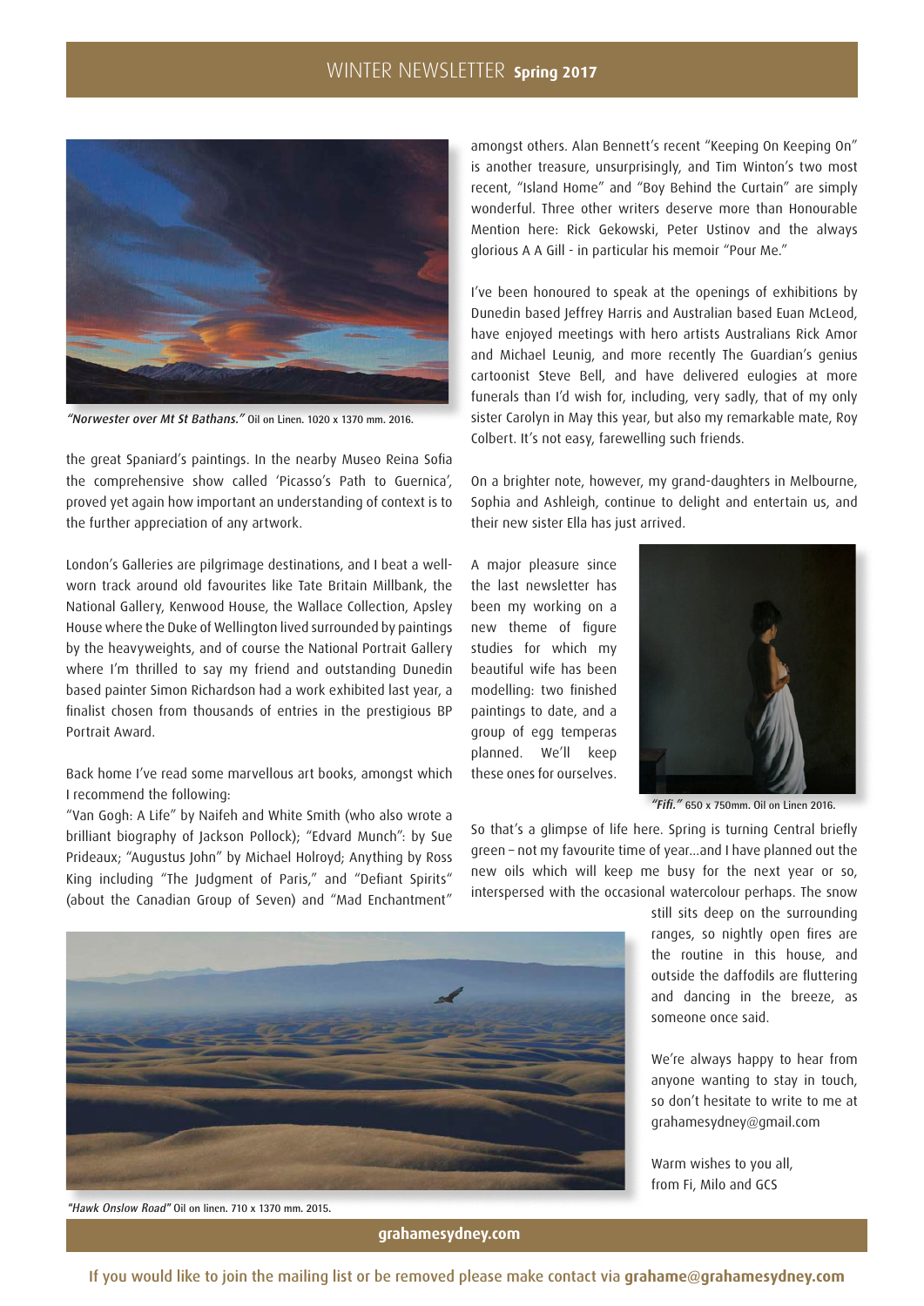*"Norwester over Mt St Bathans."* Oil on Linen. 1020 x 1370 mm. 2016.

the great Spaniard's paintings. In the nearby Museo Reina Sofia the comprehensive show called 'Picasso's Path to Guernica', proved yet again how important an understanding of context is to the further appreciation of any artwork.

London's Galleries are pilgrimage destinations, and I beat a well-worn track around old favourites like Tate Britain Millbank, the National Gallery, Kenwood House, the Wallace Collection, Apsley House where the Duke of Wellington lived surrounded by paintings by the heavyweights, and of course the National Portrait Gallery where I'm thrilled to say my friend and outstanding Dunedin based painter Simon Richardson had a work exhibited last year, a finalist chosen from thousands of entries in the prestigious BP Portrait Award.

Back home I've read some marvellous art books, amongst which I recommend the following:
"Van Gogh: A Life" by Naifeh and White Smith (who also wrote a brilliant biography of Jackson Pollock); "Edvard Munch": by Sue Prideaux; "Augustus John" by Michael Holroyd; Anything by Ross King including "The Judgment of Paris," and "Defiant Spirits" (about the Canadian Group of Seven) and "Mad Enchantment" amongst others. Alan Bennett's recent "Keeping On Keeping On" is another treasure, unsurprisingly, and Tim Winton's two most recent, "Island Home" and "Boy Behind the Curtain" are simply wonderful. Three other writers deserve more than Honourable Mention here: Rick Gekowski, Peter Ustinov and the always glorious A A Gill - in particular his memoir "Pour Me."

I've been honoured to speak at the openings of exhibitions by Dunedin based Jeffrey Harris and Australian based Euan McLeod, have enjoyed meetings with hero artists Australians Rick Amor and Michael Leunig, and more recently The Guardian's genius cartoonist Steve Bell, and have delivered eulogies at more funerals than I'd wish for, including, very sadly, that of my only sister Carolyn in May this year, but also my remarkable mate, Roy Colbert. It's not easy, farewelling such friends.

On a brighter note, however, my grand-daughters in Melbourne, Sophia and Ashleigh, continue to delight and entertain us, and their new sister Ella has just arrived.

A major pleasure since the last newsletter has been my working on a new theme of figure studies for which my beautiful wife has been modelling: two finished paintings to date, and a group of egg temperas planned. We'll keep these ones for ourselves.

*"Fifi."* 650 x 750mm. Oil on Linen 2016.

So that's a glimpse of life here. Spring is turning Central briefly green – not my favourite time of year...and I have planned out the new oils which will keep me busy for the next year or so, interspersed with the occasional watercolour perhaps. The snow still sits deep on the surrounding ranges, so nightly open fires are the routine in this house, and outside the daffodils are fluttering and dancing in the breeze, as someone once said.

We're always happy to hear from anyone wanting to stay in touch, so don't hesitate to write to me at grahamesydney@gmail.com

Warm wishes to you all,
from Fi, Milo and GCS

*"Hawk Onslow Road"* Oil on linen. 710 x 1370 mm. 2015.

**grahamesydney.com**

If you would like to join the mailing list or be removed please make contact via **grahame@grahamesydney.com**